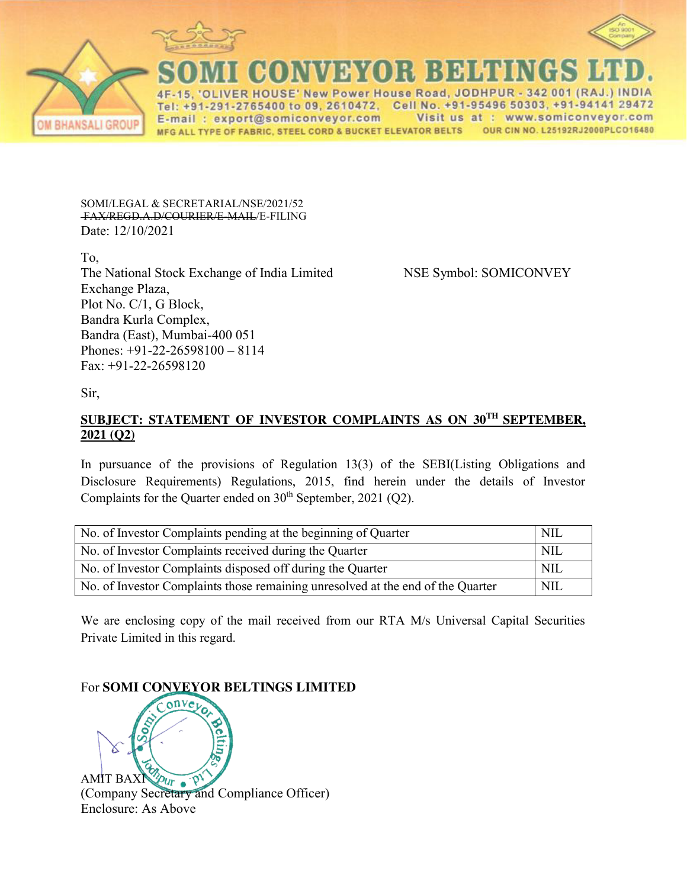# SOMI CONVEYOR BELTINGS LTD.

4F-15, 'OLIVER HOUSE' New Power House Road, JODHPUR - 342 001 (RAJ.) INDIA
Tel: +91-291-2765400 to 09, 2610472, Cell No. +91-95496 50303, +91-94141 29472
E-mail : export@somiconveyor.com Visit us at : www.somiconveyor.com
MFG ALL TYPE OF FABRIC, STEEL CORD & BUCKET ELEVATOR BELTS OUR CIN NO. L25192RJ2000PLCO16480

OM BHANSALI GROUP

SOMI/LEGAL & SECRETARIAL/NSE/2021/52
~~FAX/REGD.A.D/COURIER/E-MAIL~~/E-FILING
Date: 12/10/2021

To,
The National Stock Exchange of India Limited
Exchange Plaza,
Plot No. C/1, G Block,
Bandra Kurla Complex,
Bandra (East), Mumbai-400 051
Phones: +91-22-26598100 – 8114
Fax: +91-22-26598120

NSE Symbol: SOMICONVEY

Sir,

**SUBJECT: STATEMENT OF INVESTOR COMPLAINTS AS ON 30TH SEPTEMBER, 2021 (Q2)**

In pursuance of the provisions of Regulation 13(3) of the SEBI(Listing Obligations and Disclosure Requirements) Regulations, 2015, find herein under the details of Investor Complaints for the Quarter ended on 30th September, 2021 (Q2).

| | |
|---|---|
| No. of Investor Complaints pending at the beginning of Quarter | NIL |
| No. of Investor Complaints received during the Quarter | NIL |
| No. of Investor Complaints disposed off during the Quarter | NIL |
| No. of Investor Complaints those remaining unresolved at the end of the Quarter | NIL |

We are enclosing copy of the mail received from our RTA M/s Universal Capital Securities Private Limited in this regard.

For **SOMI CONVEYOR BELTINGS LIMITED**

AMIT BAXI
(Company Secretary and Compliance Officer)
Enclosure: As Above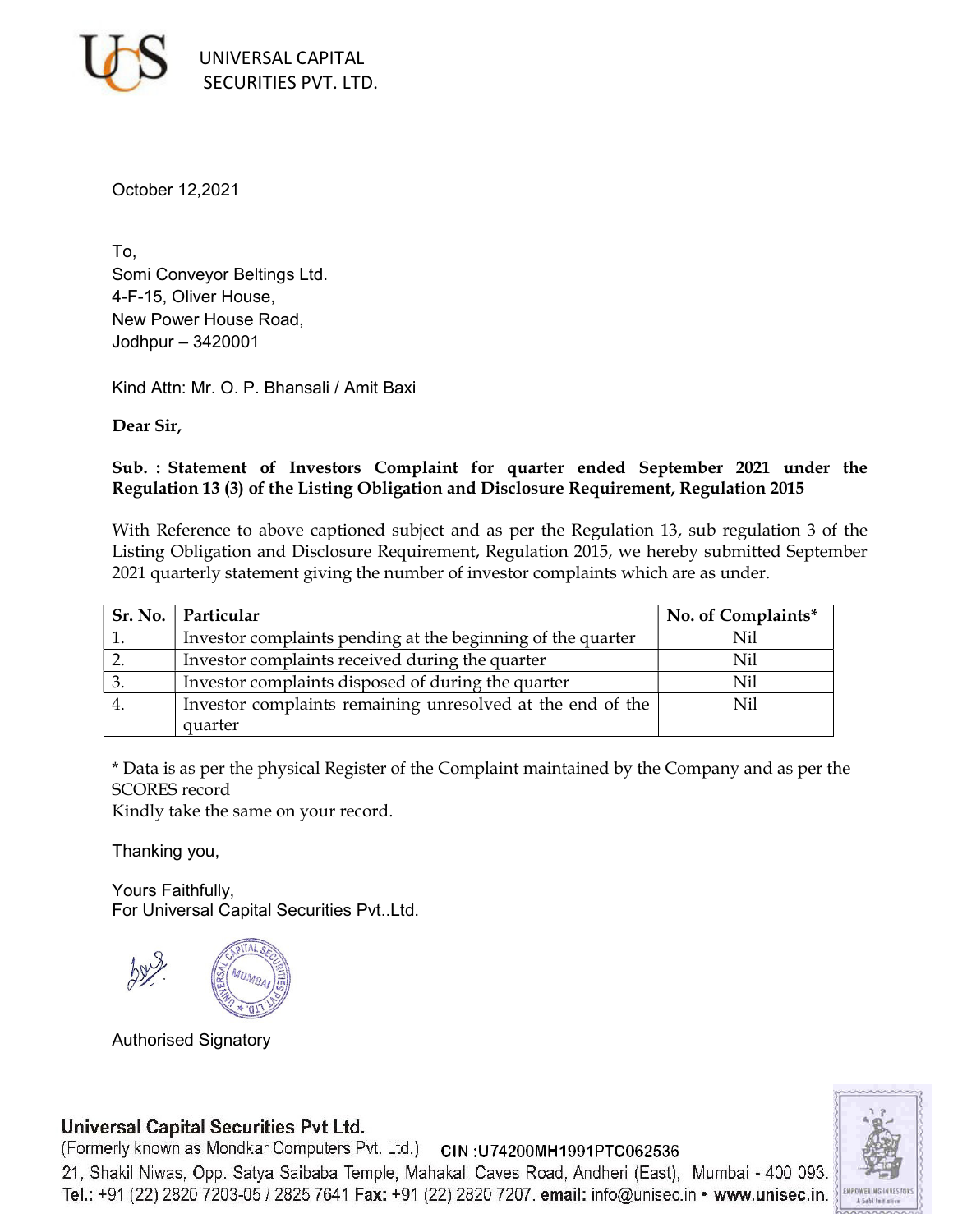UNIVERSAL CAPITAL SECURITIES PVT. LTD.

October 12,2021

To,
Somi Conveyor Beltings Ltd.
4-F-15, Oliver House,
New Power House Road,
Jodhpur – 3420001

Kind Attn: Mr. O. P. Bhansali / Amit Baxi

**Dear Sir,**

**Sub. : Statement of Investors Complaint for quarter ended September 2021 under the Regulation 13 (3) of the Listing Obligation and Disclosure Requirement, Regulation 2015**

With Reference to above captioned subject and as per the Regulation 13, sub regulation 3 of the Listing Obligation and Disclosure Requirement, Regulation 2015, we hereby submitted September 2021 quarterly statement giving the number of investor complaints which are as under.

| Sr. No. | Particular | No. of Complaints* |
|---|---|---|
| 1. | Investor complaints pending at the beginning of the quarter | Nil |
| 2. | Investor complaints received during the quarter | Nil |
| 3. | Investor complaints disposed of during the quarter | Nil |
| 4. | Investor complaints remaining unresolved at the end of the quarter | Nil |

* Data is as per the physical Register of the Complaint maintained by the Company and as per the SCORES record

Kindly take the same on your record.

Thanking you,

Yours Faithfully,
For Universal Capital Securities Pvt..Ltd.

Authorised Signatory

**Universal Capital Securities Pvt Ltd.**
(Formerly known as Mondkar Computers Pvt. Ltd.) CIN :U74200MH1991PTC062536
21, Shakil Niwas, Opp. Satya Saibaba Temple, Mahakali Caves Road, Andheri (East), Mumbai - 400 093.
**Tel.:** +91 (22) 2820 7203-05 / 2825 7641 **Fax:** +91 (22) 2820 7207. **email:** info@unisec.in • **www.unisec.in.**